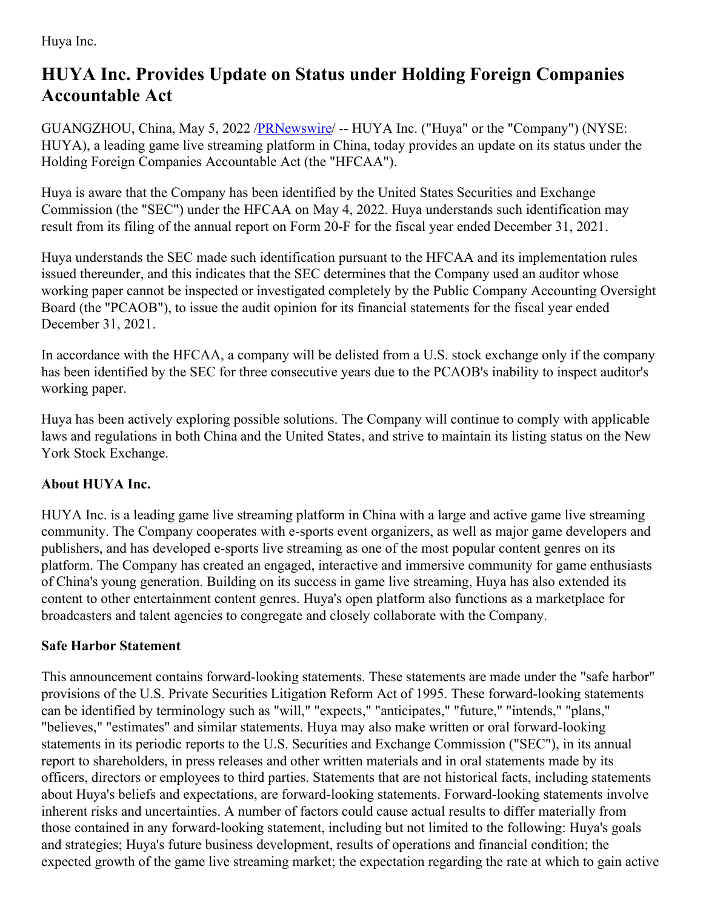Huya Inc.

# HUYA Inc. Provides Update on Status under Holding Foreign Companies Accountable Act

GUANGZHOU, China, May 5, 2022 /PRNewswire/ -- HUYA Inc. ("Huya" or the "Company") (NYSE: HUYA), a leading game live streaming platform in China, today provides an update on its status under the Holding Foreign Companies Accountable Act (the "HFCAA").

Huya is aware that the Company has been identified by the United States Securities and Exchange Commission (the "SEC") under the HFCAA on May 4, 2022. Huya understands such identification may result from its filing of the annual report on Form 20-F for the fiscal year ended December 31, 2021.

Huya understands the SEC made such identification pursuant to the HFCAA and its implementation rules issued thereunder, and this indicates that the SEC determines that the Company used an auditor whose working paper cannot be inspected or investigated completely by the Public Company Accounting Oversight Board (the "PCAOB"), to issue the audit opinion for its financial statements for the fiscal year ended December 31, 2021.

In accordance with the HFCAA, a company will be delisted from a U.S. stock exchange only if the company has been identified by the SEC for three consecutive years due to the PCAOB's inability to inspect auditor's working paper.

Huya has been actively exploring possible solutions. The Company will continue to comply with applicable laws and regulations in both China and the United States, and strive to maintain its listing status on the New York Stock Exchange.

### About HUYA Inc.

HUYA Inc. is a leading game live streaming platform in China with a large and active game live streaming community. The Company cooperates with e-sports event organizers, as well as major game developers and publishers, and has developed e-sports live streaming as one of the most popular content genres on its platform. The Company has created an engaged, interactive and immersive community for game enthusiasts of China's young generation. Building on its success in game live streaming, Huya has also extended its content to other entertainment content genres. Huya's open platform also functions as a marketplace for broadcasters and talent agencies to congregate and closely collaborate with the Company.

### Safe Harbor Statement

This announcement contains forward-looking statements. These statements are made under the "safe harbor" provisions of the U.S. Private Securities Litigation Reform Act of 1995. These forward-looking statements can be identified by terminology such as "will," "expects," "anticipates," "future," "intends," "plans," "believes," "estimates" and similar statements. Huya may also make written or oral forward-looking statements in its periodic reports to the U.S. Securities and Exchange Commission ("SEC"), in its annual report to shareholders, in press releases and other written materials and in oral statements made by its officers, directors or employees to third parties. Statements that are not historical facts, including statements about Huya's beliefs and expectations, are forward-looking statements. Forward-looking statements involve inherent risks and uncertainties. A number of factors could cause actual results to differ materially from those contained in any forward-looking statement, including but not limited to the following: Huya's goals and strategies; Huya's future business development, results of operations and financial condition; the expected growth of the game live streaming market; the expectation regarding the rate at which to gain active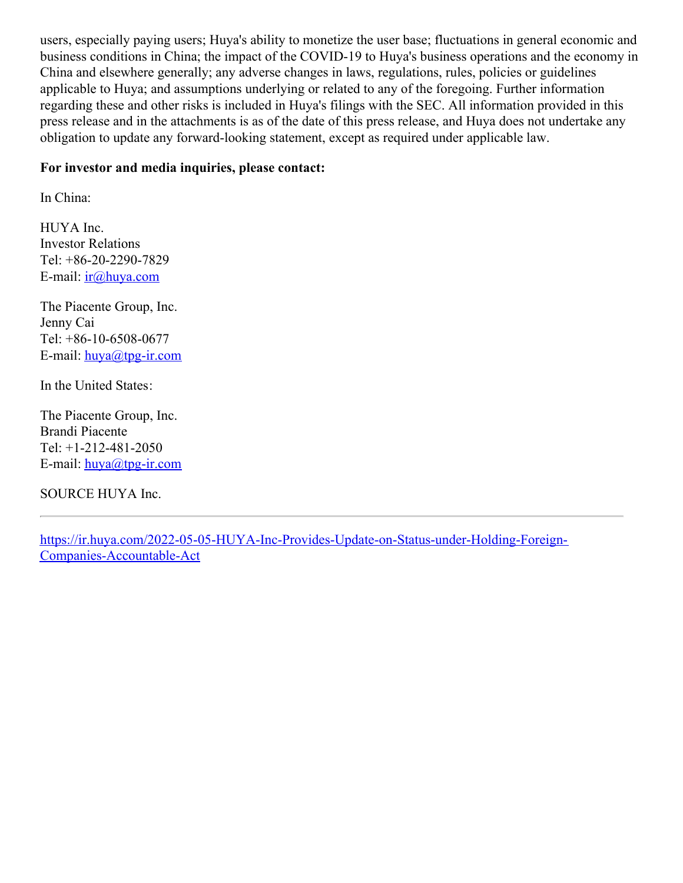users, especially paying users; Huya's ability to monetize the user base; fluctuations in general economic and business conditions in China; the impact of the COVID-19 to Huya's business operations and the economy in China and elsewhere generally; any adverse changes in laws, regulations, rules, policies or guidelines applicable to Huya; and assumptions underlying or related to any of the foregoing. Further information regarding these and other risks is included in Huya's filings with the SEC. All information provided in this press release and in the attachments is as of the date of this press release, and Huya does not undertake any obligation to update any forward-looking statement, except as required under applicable law.

**For investor and media inquiries, please contact:**

In China:

HUYA Inc.
Investor Relations
Tel: +86-20-2290-7829
E-mail: ir@huya.com

The Piacente Group, Inc.
Jenny Cai
Tel: +86-10-6508-0677
E-mail: huya@tpg-ir.com

In the United States:

The Piacente Group, Inc.
Brandi Piacente
Tel: +1-212-481-2050
E-mail: huya@tpg-ir.com

SOURCE HUYA Inc.

---

https://ir.huya.com/2022-05-05-HUYA-Inc-Provides-Update-on-Status-under-Holding-Foreign-Companies-Accountable-Act